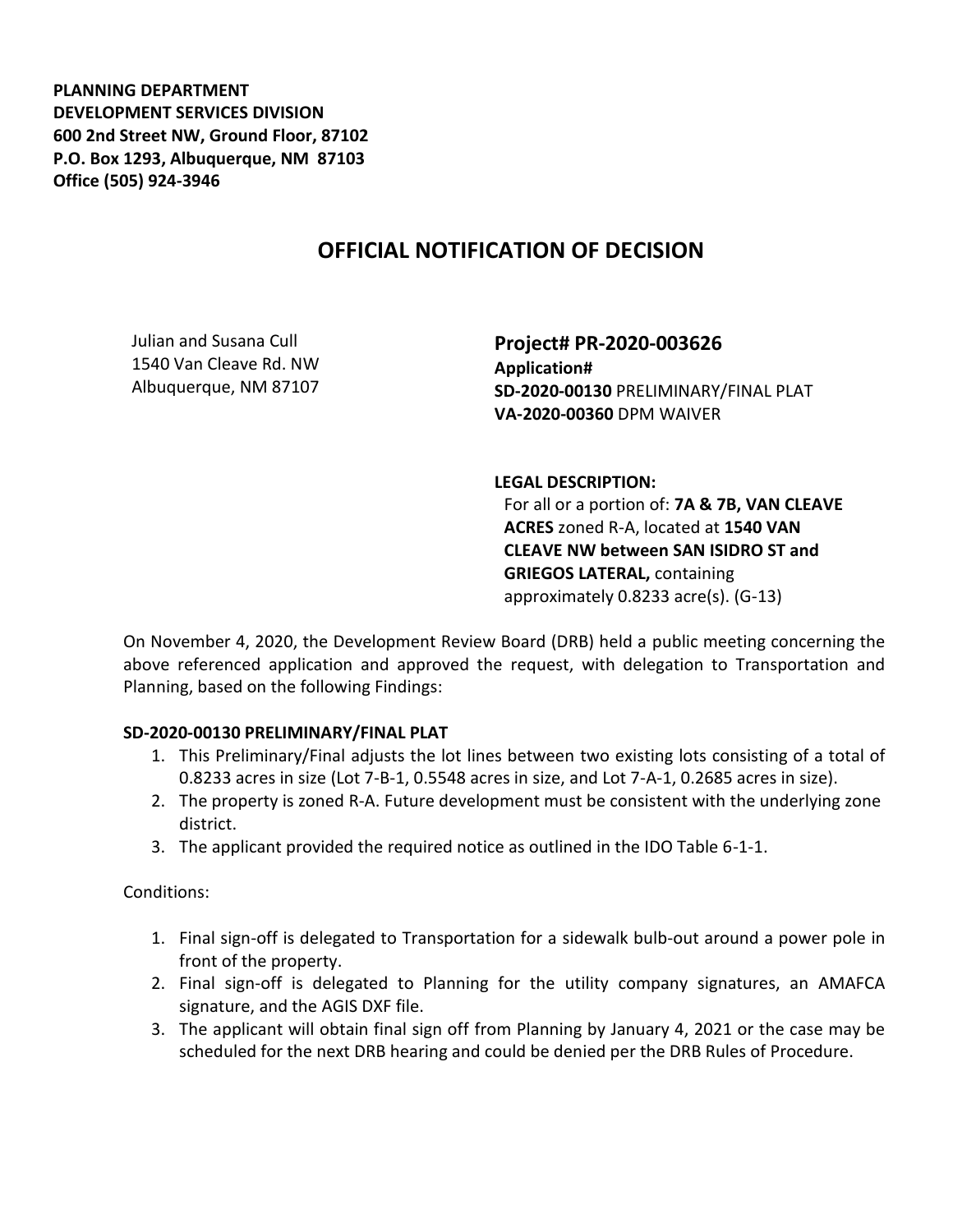**PLANNING DEPARTMENT**
**DEVELOPMENT SERVICES DIVISION**
**600 2nd Street NW, Ground Floor, 87102**
**P.O. Box 1293, Albuquerque, NM 87103**
**Office (505) 924-3946**

# OFFICIAL NOTIFICATION OF DECISION

Julian and Susana Cull
1540 Van Cleave Rd. NW
Albuquerque, NM 87107

## Project# PR-2020-003626

**Application#**
**SD-2020-00130** PRELIMINARY/FINAL PLAT
**VA-2020-00360** DPM WAIVER

**LEGAL DESCRIPTION:**
For all or a portion of: **7A & 7B, VAN CLEAVE ACRES** zoned R-A, located at **1540 VAN CLEAVE NW between SAN ISIDRO ST and GRIEGOS LATERAL,** containing approximately 0.8233 acre(s). (G-13)

On November 4, 2020, the Development Review Board (DRB) held a public meeting concerning the above referenced application and approved the request, with delegation to Transportation and Planning, based on the following Findings:

**SD-2020-00130 PRELIMINARY/FINAL PLAT**

1. This Preliminary/Final adjusts the lot lines between two existing lots consisting of a total of 0.8233 acres in size (Lot 7-B-1, 0.5548 acres in size, and Lot 7-A-1, 0.2685 acres in size).
2. The property is zoned R-A. Future development must be consistent with the underlying zone district.
3. The applicant provided the required notice as outlined in the IDO Table 6-1-1.

Conditions:

1. Final sign-off is delegated to Transportation for a sidewalk bulb-out around a power pole in front of the property.
2. Final sign-off is delegated to Planning for the utility company signatures, an AMAFCA signature, and the AGIS DXF file.
3. The applicant will obtain final sign off from Planning by January 4, 2021 or the case may be scheduled for the next DRB hearing and could be denied per the DRB Rules of Procedure.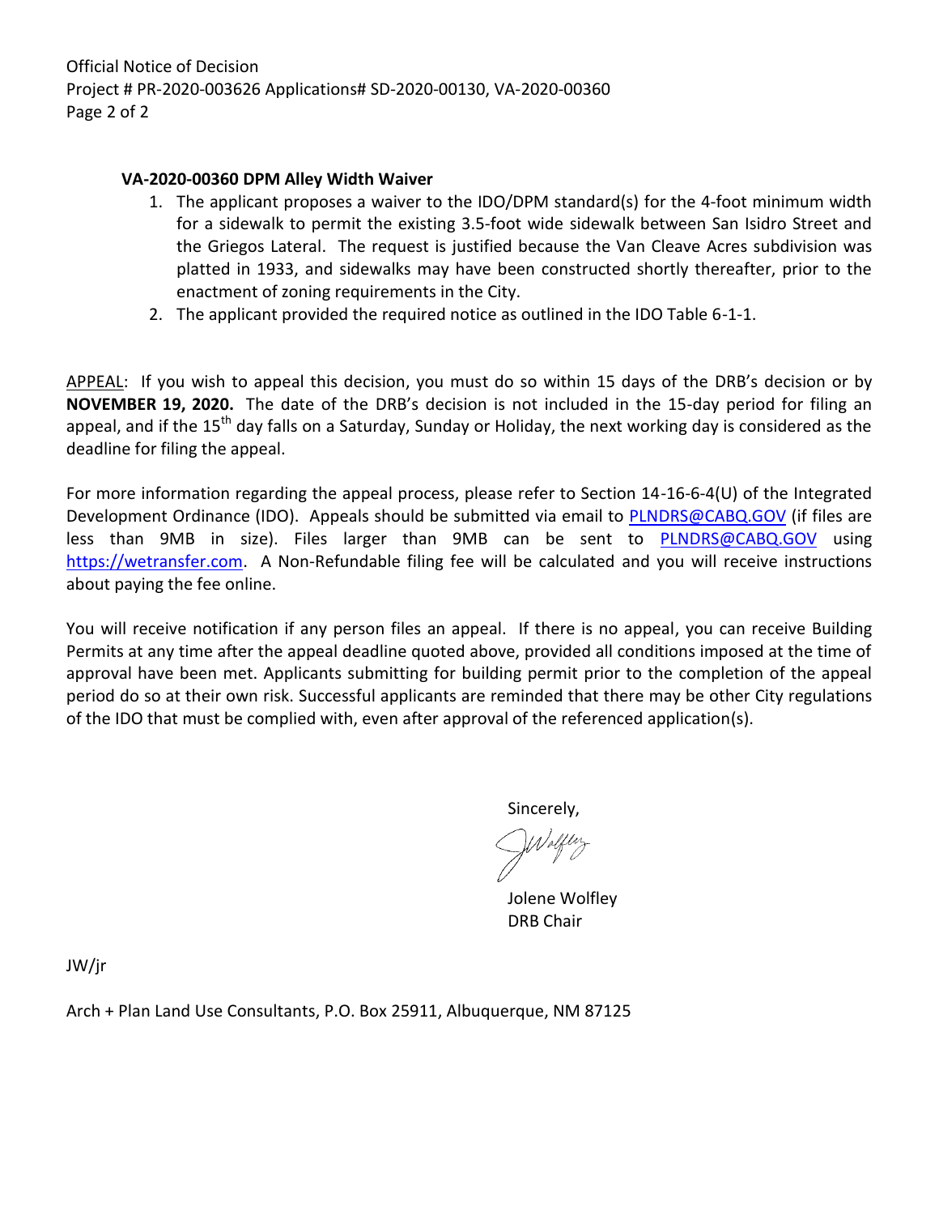**VA-2020-00360 DPM Alley Width Waiver**

1. The applicant proposes a waiver to the IDO/DPM standard(s) for the 4-foot minimum width for a sidewalk to permit the existing 3.5-foot wide sidewalk between San Isidro Street and the Griegos Lateral. The request is justified because the Van Cleave Acres subdivision was platted in 1933, and sidewalks may have been constructed shortly thereafter, prior to the enactment of zoning requirements in the City.
2. The applicant provided the required notice as outlined in the IDO Table 6-1-1.

APPEAL: If you wish to appeal this decision, you must do so within 15 days of the DRB's decision or by **NOVEMBER 19, 2020.** The date of the DRB's decision is not included in the 15-day period for filing an appeal, and if the 15th day falls on a Saturday, Sunday or Holiday, the next working day is considered as the deadline for filing the appeal.

For more information regarding the appeal process, please refer to Section 14-16-6-4(U) of the Integrated Development Ordinance (IDO). Appeals should be submitted via email to PLNDRS@CABQ.GOV (if files are less than 9MB in size). Files larger than 9MB can be sent to PLNDRS@CABQ.GOV using https://wetransfer.com. A Non-Refundable filing fee will be calculated and you will receive instructions about paying the fee online.

You will receive notification if any person files an appeal. If there is no appeal, you can receive Building Permits at any time after the appeal deadline quoted above, provided all conditions imposed at the time of approval have been met. Applicants submitting for building permit prior to the completion of the appeal period do so at their own risk. Successful applicants are reminded that there may be other City regulations of the IDO that must be complied with, even after approval of the referenced application(s).

Sincerely,

Jolene Wolfley
DRB Chair

JW/jr

Arch + Plan Land Use Consultants, P.O. Box 25911, Albuquerque, NM 87125